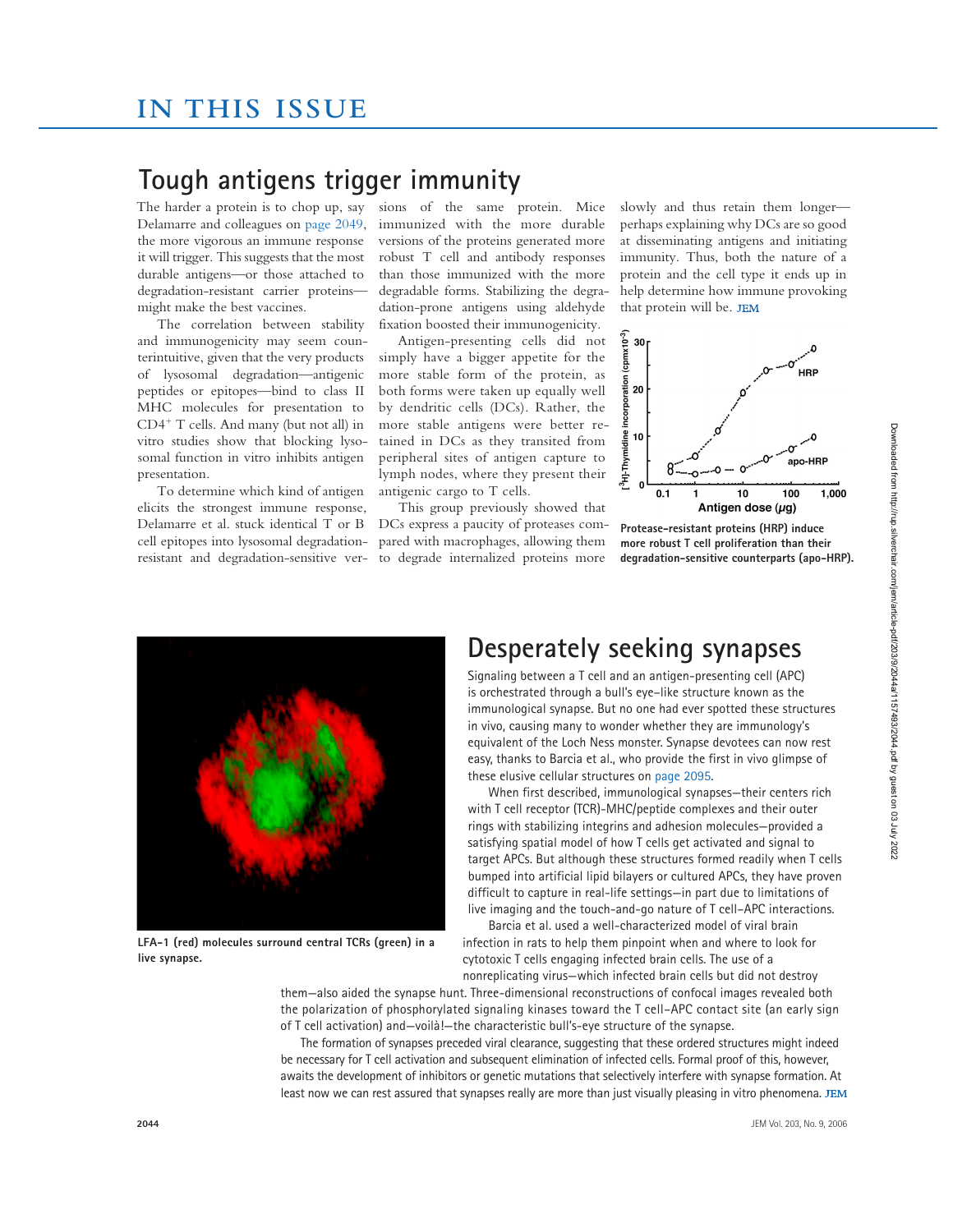# IN THIS ISSUE

## Tough antigens trigger immunity

The harder a protein is to chop up, say Delamarre and colleagues on page 2049, the more vigorous an immune response it will trigger. This suggests that the most durable antigens—or those attached to degradation-resistant carrier proteins—might make the best vaccines.

The correlation between stability and immunogenicity may seem counterintuitive, given that the very products of lysosomal degradation—antigenic peptides or epitopes—bind to class II MHC molecules for presentation to $CD4^+$ T cells. And many (but not all) in vitro studies show that blocking lysosomal function in vitro inhibits antigen presentation.

To determine which kind of antigen elicits the strongest immune response, Delamarre et al. stuck identical T or B cell epitopes into lysosomal degradation-resistant and degradation-sensitive versions of the same protein. Mice immunized with the more durable versions of the proteins generated more robust T cell and antibody responses than those immunized with the more degradable forms. Stabilizing the degradation-prone antigens using aldehyde fixation boosted their immunogenicity.

Antigen-presenting cells did not simply have a bigger appetite for the more stable form of the protein, as both forms were taken up equally well by dendritic cells (DCs). Rather, the more stable antigens were better retained in DCs as they transited from peripheral sites of antigen capture to lymph nodes, where they present their antigenic cargo to T cells.

This group previously showed that DCs express a paucity of proteases compared with macrophages, allowing them to degrade internalized proteins more slowly and thus retain them longer—perhaps explaining why DCs are so good at disseminating antigens and initiating immunity. Thus, both the nature of a protein and the cell type it ends up in help determine how immune provoking that protein will be. JEM

**Protease-resistant proteins (HRP) induce more robust T cell proliferation than their degradation-sensitive counterparts (apo-HRP).**

## Desperately seeking synapses

Signaling between a T cell and an antigen-presenting cell (APC) is orchestrated through a bull's eye–like structure known as the immunological synapse. But no one had ever spotted these structures in vivo, causing many to wonder whether they are immunology's equivalent of the Loch Ness monster. Synapse devotees can now rest easy, thanks to Barcia et al., who provide the first in vivo glimpse of these elusive cellular structures on page 2095.

When first described, immunological synapses—their centers rich with T cell receptor (TCR)-MHC/peptide complexes and their outer rings with stabilizing integrins and adhesion molecules—provided a satisfying spatial model of how T cells get activated and signal to target APCs. But although these structures formed readily when T cells bumped into artificial lipid bilayers or cultured APCs, they have proven difficult to capture in real-life settings—in part due to limitations of live imaging and the touch-and-go nature of T cell–APC interactions.

Barcia et al. used a well-characterized model of viral brain infection in rats to help them pinpoint when and where to look for cytotoxic T cells engaging infected brain cells. The use of a nonreplicating virus—which infected brain cells but did not destroy them—also aided the synapse hunt. Three-dimensional reconstructions of confocal images revealed both the polarization of phosphorylated signaling kinases toward the T cell–APC contact site (an early sign of T cell activation) and—voilà!—the characteristic bull's-eye structure of the synapse.

The formation of synapses preceded viral clearance, suggesting that these ordered structures might indeed be necessary for T cell activation and subsequent elimination of infected cells. Formal proof of this, however, awaits the development of inhibitors or genetic mutations that selectively interfere with synapse formation. At least now we can rest assured that synapses really are more than just visually pleasing in vitro phenomena. JEM

**LFA-1 (red) molecules surround central TCRs (green) in a live synapse.**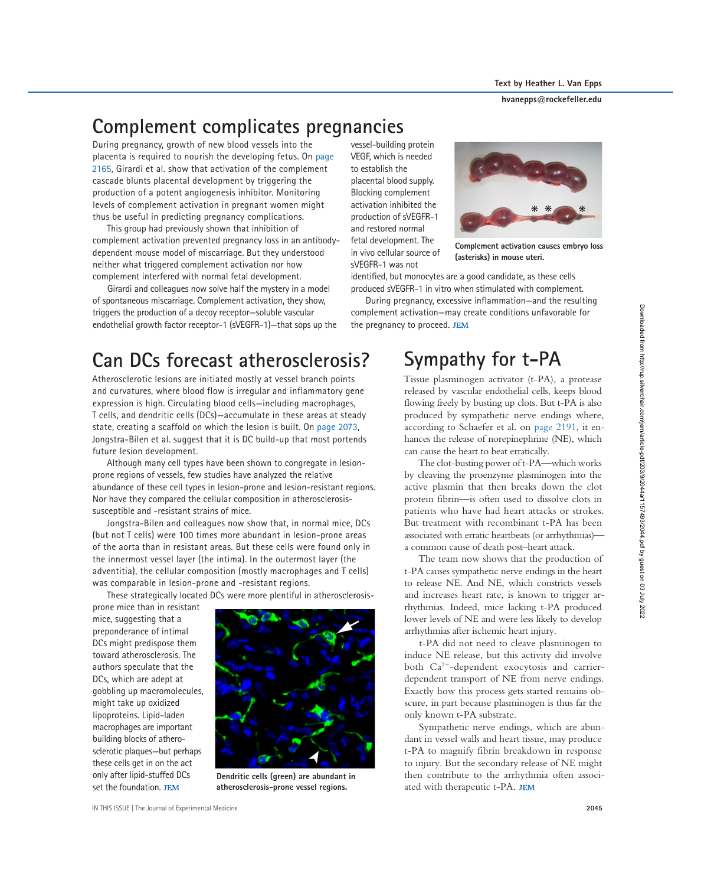# Complement complicates pregnancies

During pregnancy, growth of new blood vessels into the placenta is required to nourish the developing fetus. On page 2165, Girardi et al. show that activation of the complement cascade blunts placental development by triggering the production of a potent angiogenesis inhibitor. Monitoring levels of complement activation in pregnant women might thus be useful in predicting pregnancy complications.

This group had previously shown that inhibition of complement activation prevented pregnancy loss in an antibody-dependent mouse model of miscarriage. But they understood neither what triggered complement activation nor how complement interfered with normal fetal development.

Girardi and colleagues now solve half the mystery in a model of spontaneous miscarriage. Complement activation, they show, triggers the production of a decoy receptor—soluble vascular endothelial growth factor receptor-1 (sVEGFR-1)—that sops up the vessel-building protein VEGF, which is needed to establish the placental blood supply. Blocking complement activation inhibited the production of sVEGFR-1 and restored normal fetal development. The in vivo cellular source of sVEGFR-1 was not identified, but monocytes are a good candidate, as these cells produced sVEGFR-1 in vitro when stimulated with complement.

During pregnancy, excessive inflammation—and the resulting complement activation—may create conditions unfavorable for the pregnancy to proceed. JEM

**Complement activation causes embryo loss (asterisks) in mouse uteri.**

# Can DCs forecast atherosclerosis?

Atherosclerotic lesions are initiated mostly at vessel branch points and curvatures, where blood flow is irregular and inflammatory gene expression is high. Circulating blood cells—including macrophages, T cells, and dendritic cells (DCs)—accumulate in these areas at steady state, creating a scaffold on which the lesion is built. On page 2073, Jongstra-Bilen et al. suggest that it is DC build-up that most portends future lesion development.

Although many cell types have been shown to congregate in lesion-prone regions of vessels, few studies have analyzed the relative abundance of these cell types in lesion-prone and lesion-resistant regions. Nor have they compared the cellular composition in atherosclerosis-susceptible and -resistant strains of mice.

Jongstra-Bilen and colleagues now show that, in normal mice, DCs (but not T cells) were 100 times more abundant in lesion-prone areas of the aorta than in resistant areas. But these cells were found only in the innermost vessel layer (the intima). In the outermost layer (the adventitia), the cellular composition (mostly macrophages and T cells) was comparable in lesion-prone and -resistant regions.

These strategically located DCs were more plentiful in atherosclerosis-prone mice than in resistant mice, suggesting that a preponderance of intimal DCs might predispose them toward atherosclerosis. The authors speculate that the DCs, which are adept at gobbling up macromolecules, might take up oxidized lipoproteins. Lipid-laden macrophages are important building blocks of atherosclerotic plaques—but perhaps these cells get in on the act only after lipid-stuffed DCs set the foundation. JEM

**Dendritic cells (green) are abundant in atherosclerosis-prone vessel regions.**

# Sympathy for t-PA

Tissue plasminogen activator (t-PA), a protease released by vascular endothelial cells, keeps blood flowing freely by busting up clots. But t-PA is also produced by sympathetic nerve endings where, according to Schaefer et al. on page 2191, it enhances the release of norepinephrine (NE), which can cause the heart to beat erratically.

The clot-busting power of t-PA—which works by cleaving the proenzyme plasminogen into the active plasmin that then breaks down the clot protein fibrin—is often used to dissolve clots in patients who have had heart attacks or strokes. But treatment with recombinant t-PA has been associated with erratic heartbeats (or arrhythmias)—a common cause of death post–heart attack.

The team now shows that the production of t-PA causes sympathetic nerve endings in the heart to release NE. And NE, which constricts vessels and increases heart rate, is known to trigger arrhythmias. Indeed, mice lacking t-PA produced lower levels of NE and were less likely to develop arrhythmias after ischemic heart injury.

t-PA did not need to cleave plasminogen to induce NE release, but this activity did involve both $Ca^{2+}$-dependent exocytosis and carrier-dependent transport of NE from nerve endings. Exactly how this process gets started remains obscure, in part because plasminogen is thus far the only known t-PA substrate.

Sympathetic nerve endings, which are abundant in vessel walls and heart tissue, may produce t-PA to magnify fibrin breakdown in response to injury. But the secondary release of NE might then contribute to the arrhythmia often associated with therapeutic t-PA. JEM